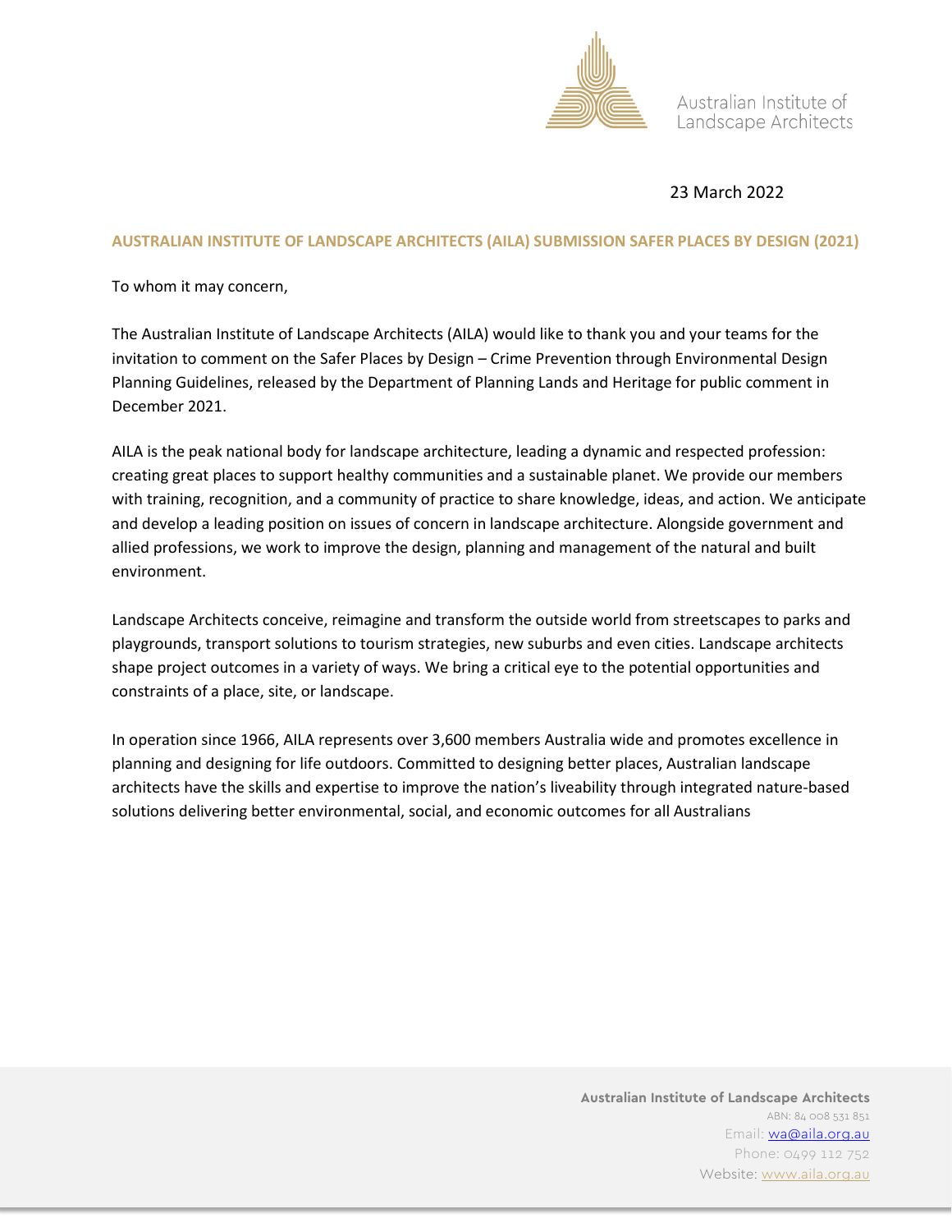Australian Institute of Landscape Architects

23 March 2022

**AUSTRALIAN INSTITUTE OF LANDSCAPE ARCHITECTS (AILA) SUBMISSION SAFER PLACES BY DESIGN (2021)**

To whom it may concern,

The Australian Institute of Landscape Architects (AILA) would like to thank you and your teams for the invitation to comment on the Safer Places by Design – Crime Prevention through Environmental Design Planning Guidelines, released by the Department of Planning Lands and Heritage for public comment in December 2021.

AILA is the peak national body for landscape architecture, leading a dynamic and respected profession: creating great places to support healthy communities and a sustainable planet. We provide our members with training, recognition, and a community of practice to share knowledge, ideas, and action. We anticipate and develop a leading position on issues of concern in landscape architecture. Alongside government and allied professions, we work to improve the design, planning and management of the natural and built environment.

Landscape Architects conceive, reimagine and transform the outside world from streetscapes to parks and playgrounds, transport solutions to tourism strategies, new suburbs and even cities. Landscape architects shape project outcomes in a variety of ways. We bring a critical eye to the potential opportunities and constraints of a place, site, or landscape.

In operation since 1966, AILA represents over 3,600 members Australia wide and promotes excellence in planning and designing for life outdoors. Committed to designing better places, Australian landscape architects have the skills and expertise to improve the nation's liveability through integrated nature-based solutions delivering better environmental, social, and economic outcomes for all Australians

**Australian Institute of Landscape Architects**
ABN: 84 008 531 851
Email: wa@aila.org.au
Phone: 0499 112 752
Website: www.aila.org.au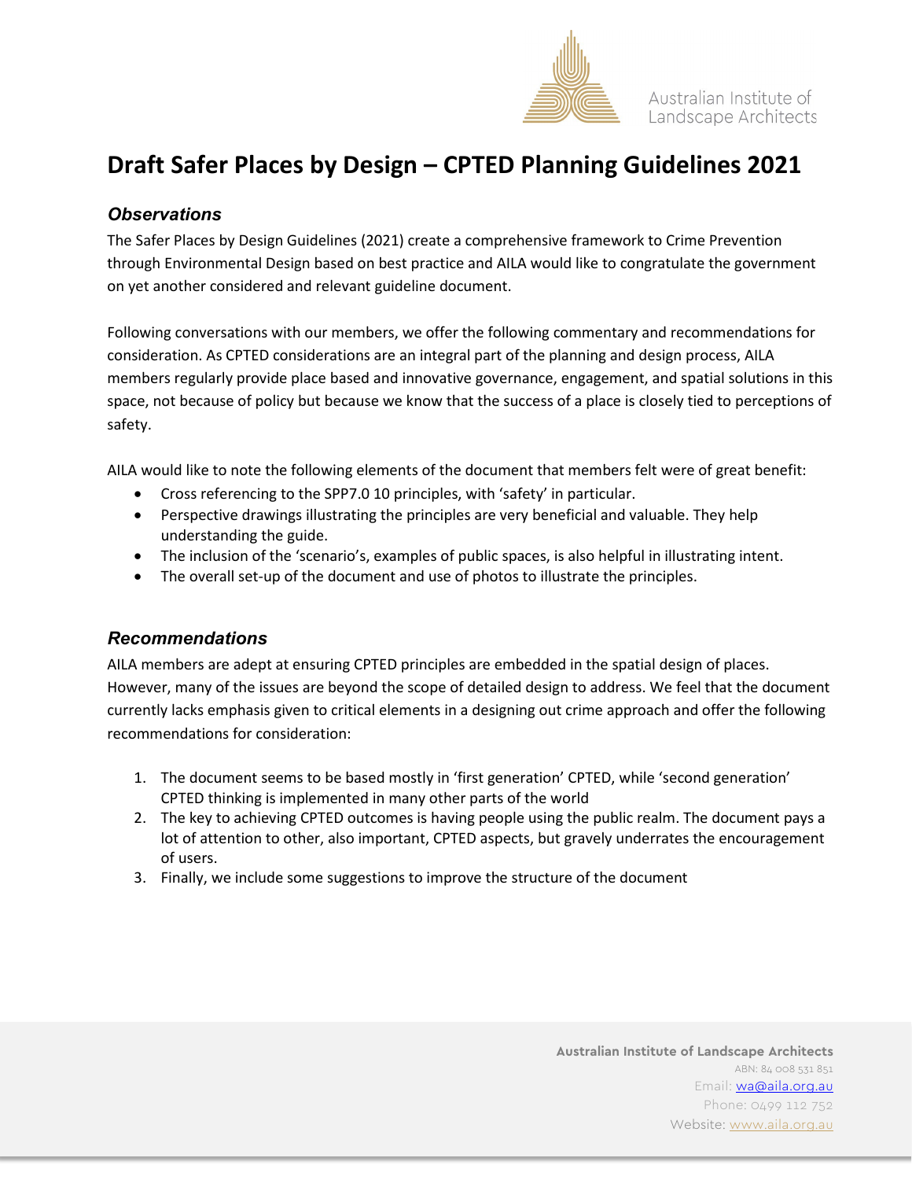# Draft Safer Places by Design – CPTED Planning Guidelines 2021

### *Observations*

The Safer Places by Design Guidelines (2021) create a comprehensive framework to Crime Prevention through Environmental Design based on best practice and AILA would like to congratulate the government on yet another considered and relevant guideline document.

Following conversations with our members, we offer the following commentary and recommendations for consideration. As CPTED considerations are an integral part of the planning and design process, AILA members regularly provide place based and innovative governance, engagement, and spatial solutions in this space, not because of policy but because we know that the success of a place is closely tied to perceptions of safety.

AILA would like to note the following elements of the document that members felt were of great benefit:

- Cross referencing to the SPP7.0 10 principles, with 'safety' in particular.
- Perspective drawings illustrating the principles are very beneficial and valuable. They help understanding the guide.
- The inclusion of the 'scenario's, examples of public spaces, is also helpful in illustrating intent.
- The overall set-up of the document and use of photos to illustrate the principles.

### *Recommendations*

AILA members are adept at ensuring CPTED principles are embedded in the spatial design of places. However, many of the issues are beyond the scope of detailed design to address. We feel that the document currently lacks emphasis given to critical elements in a designing out crime approach and offer the following recommendations for consideration:

1. The document seems to be based mostly in 'first generation' CPTED, while 'second generation' CPTED thinking is implemented in many other parts of the world
2. The key to achieving CPTED outcomes is having people using the public realm. The document pays a lot of attention to other, also important, CPTED aspects, but gravely underrates the encouragement of users.
3. Finally, we include some suggestions to improve the structure of the document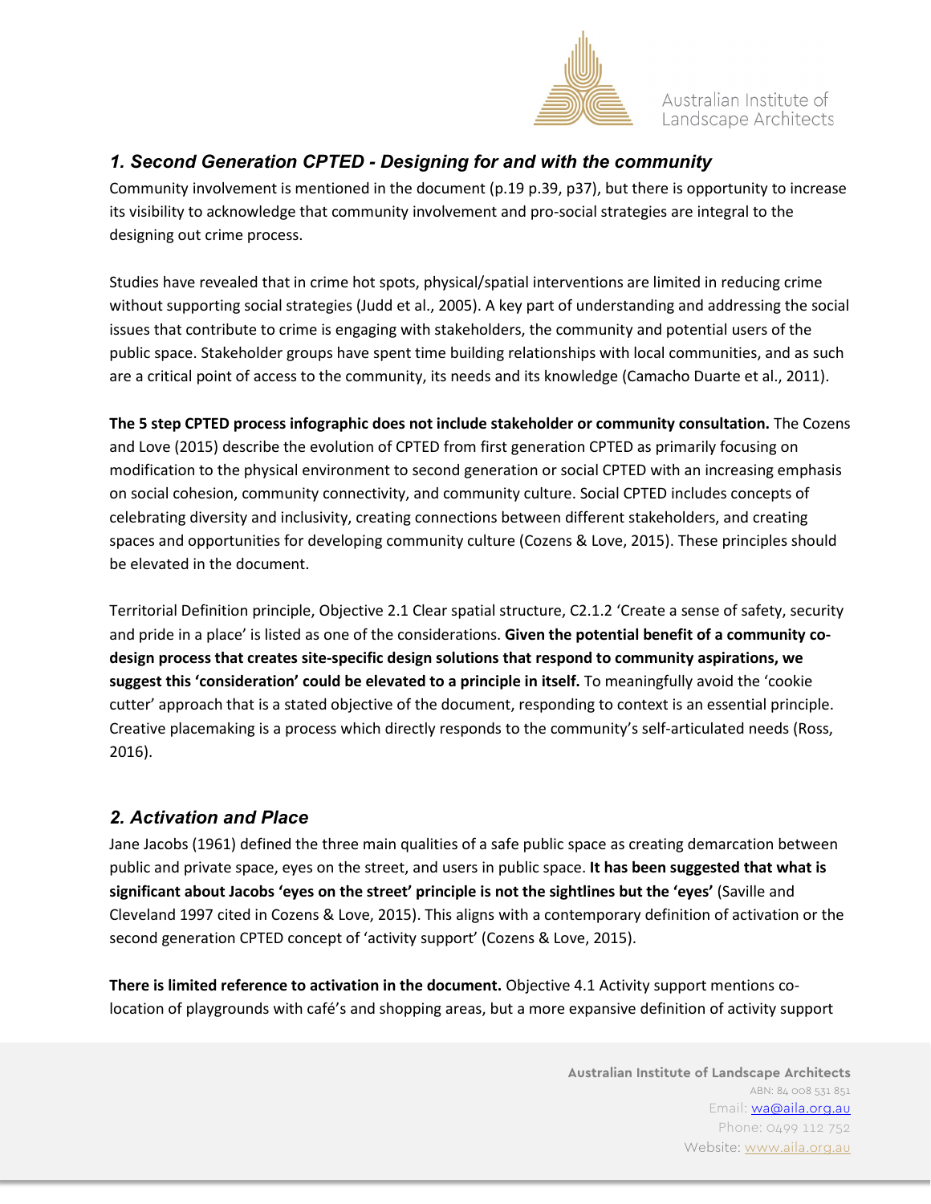## *1. Second Generation CPTED - Designing for and with the community*

Community involvement is mentioned in the document (p.19 p.39, p37), but there is opportunity to increase its visibility to acknowledge that community involvement and pro-social strategies are integral to the designing out crime process.

Studies have revealed that in crime hot spots, physical/spatial interventions are limited in reducing crime without supporting social strategies (Judd et al., 2005). A key part of understanding and addressing the social issues that contribute to crime is engaging with stakeholders, the community and potential users of the public space. Stakeholder groups have spent time building relationships with local communities, and as such are a critical point of access to the community, its needs and its knowledge (Camacho Duarte et al., 2011).

**The 5 step CPTED process infographic does not include stakeholder or community consultation.** The Cozens and Love (2015) describe the evolution of CPTED from first generation CPTED as primarily focusing on modification to the physical environment to second generation or social CPTED with an increasing emphasis on social cohesion, community connectivity, and community culture. Social CPTED includes concepts of celebrating diversity and inclusivity, creating connections between different stakeholders, and creating spaces and opportunities for developing community culture (Cozens & Love, 2015). These principles should be elevated in the document.

Territorial Definition principle, Objective 2.1 Clear spatial structure, C2.1.2 'Create a sense of safety, security and pride in a place' is listed as one of the considerations. **Given the potential benefit of a community co-design process that creates site-specific design solutions that respond to community aspirations, we suggest this 'consideration' could be elevated to a principle in itself.** To meaningfully avoid the 'cookie cutter' approach that is a stated objective of the document, responding to context is an essential principle. Creative placemaking is a process which directly responds to the community's self-articulated needs (Ross, 2016).

## *2. Activation and Place*

Jane Jacobs (1961) defined the three main qualities of a safe public space as creating demarcation between public and private space, eyes on the street, and users in public space. **It has been suggested that what is significant about Jacobs 'eyes on the street' principle is not the sightlines but the 'eyes'** (Saville and Cleveland 1997 cited in Cozens & Love, 2015). This aligns with a contemporary definition of activation or the second generation CPTED concept of 'activity support' (Cozens & Love, 2015).

**There is limited reference to activation in the document.** Objective 4.1 Activity support mentions co-location of playgrounds with café's and shopping areas, but a more expansive definition of activity support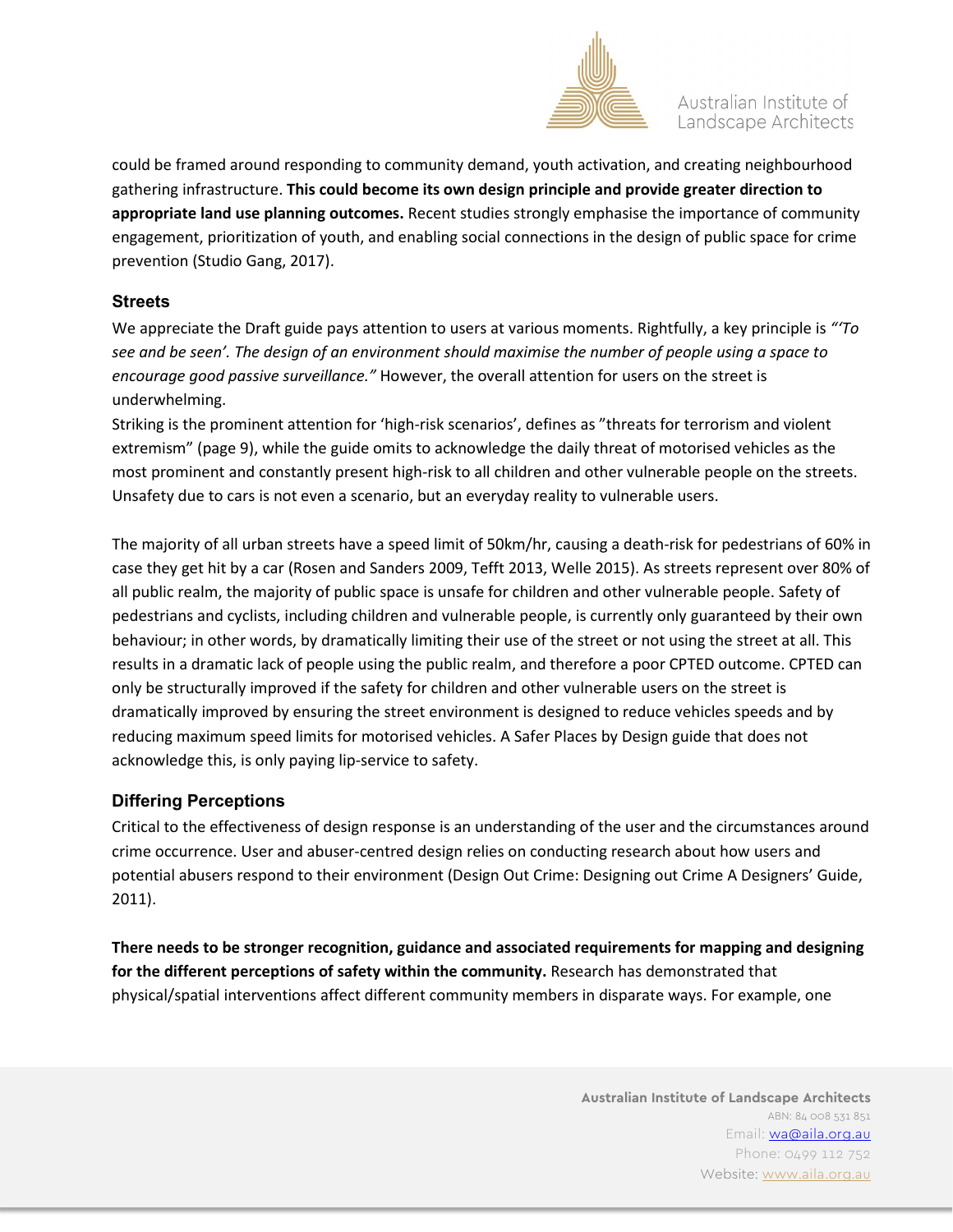could be framed around responding to community demand, youth activation, and creating neighbourhood gathering infrastructure. **This could become its own design principle and provide greater direction to appropriate land use planning outcomes.** Recent studies strongly emphasise the importance of community engagement, prioritization of youth, and enabling social connections in the design of public space for crime prevention (Studio Gang, 2017).

### Streets

We appreciate the Draft guide pays attention to users at various moments. Rightfully, a key principle is *"'To see and be seen'. The design of an environment should maximise the number of people using a space to encourage good passive surveillance."* However, the overall attention for users on the street is underwhelming.

Striking is the prominent attention for 'high-risk scenarios', defines as "threats for terrorism and violent extremism" (page 9), while the guide omits to acknowledge the daily threat of motorised vehicles as the most prominent and constantly present high-risk to all children and other vulnerable people on the streets. Unsafety due to cars is not even a scenario, but an everyday reality to vulnerable users.

The majority of all urban streets have a speed limit of 50km/hr, causing a death-risk for pedestrians of 60% in case they get hit by a car (Rosen and Sanders 2009, Tefft 2013, Welle 2015). As streets represent over 80% of all public realm, the majority of public space is unsafe for children and other vulnerable people. Safety of pedestrians and cyclists, including children and vulnerable people, is currently only guaranteed by their own behaviour; in other words, by dramatically limiting their use of the street or not using the street at all. This results in a dramatic lack of people using the public realm, and therefore a poor CPTED outcome. CPTED can only be structurally improved if the safety for children and other vulnerable users on the street is dramatically improved by ensuring the street environment is designed to reduce vehicles speeds and by reducing maximum speed limits for motorised vehicles. A Safer Places by Design guide that does not acknowledge this, is only paying lip-service to safety.

### Differing Perceptions

Critical to the effectiveness of design response is an understanding of the user and the circumstances around crime occurrence. User and abuser-centred design relies on conducting research about how users and potential abusers respond to their environment (Design Out Crime: Designing out Crime A Designers' Guide, 2011).

**There needs to be stronger recognition, guidance and associated requirements for mapping and designing for the different perceptions of safety within the community.** Research has demonstrated that physical/spatial interventions affect different community members in disparate ways. For example, one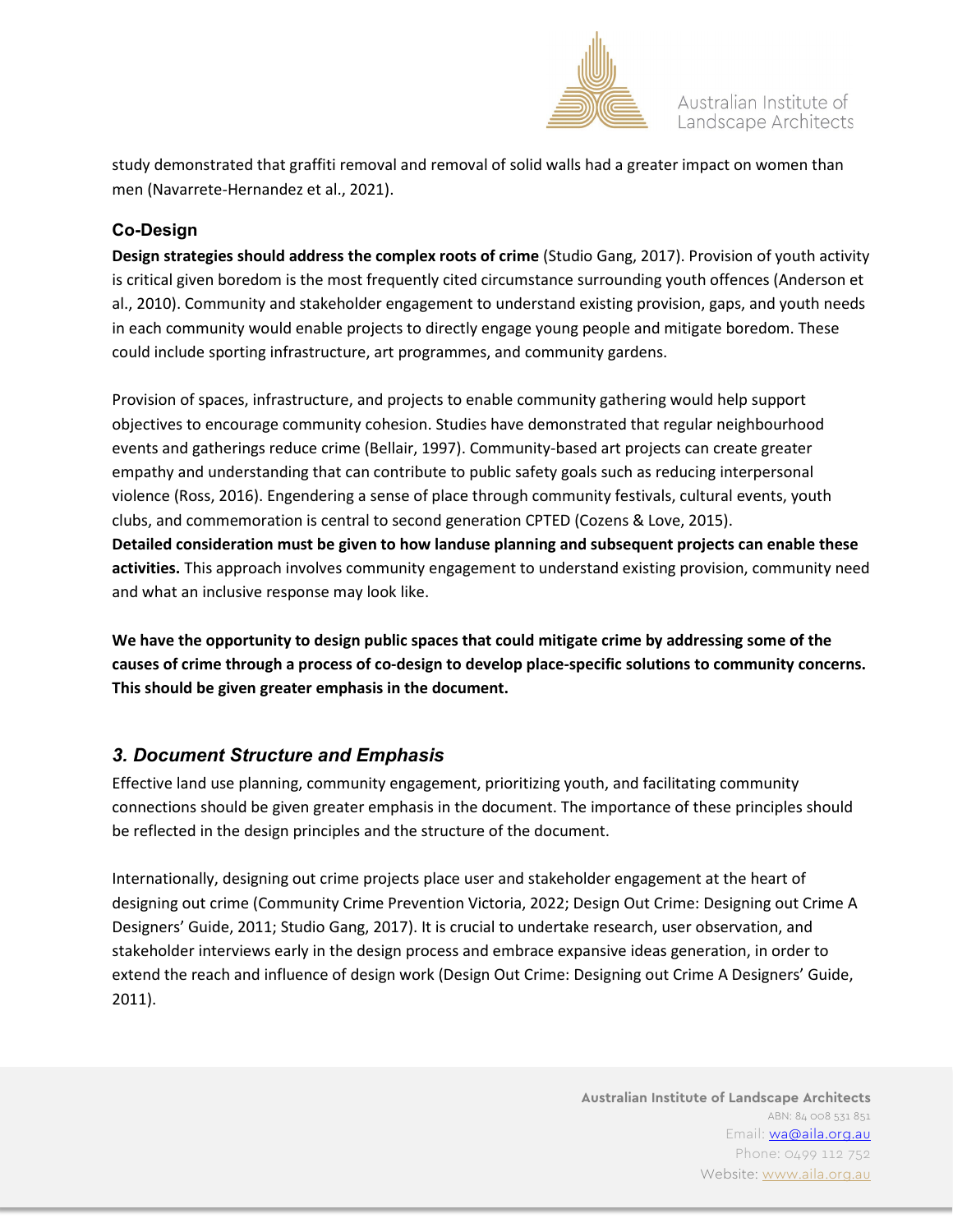study demonstrated that graffiti removal and removal of solid walls had a greater impact on women than men (Navarrete-Hernandez et al., 2021).

### Co-Design

**Design strategies should address the complex roots of crime** (Studio Gang, 2017). Provision of youth activity is critical given boredom is the most frequently cited circumstance surrounding youth offences (Anderson et al., 2010). Community and stakeholder engagement to understand existing provision, gaps, and youth needs in each community would enable projects to directly engage young people and mitigate boredom. These could include sporting infrastructure, art programmes, and community gardens.

Provision of spaces, infrastructure, and projects to enable community gathering would help support objectives to encourage community cohesion. Studies have demonstrated that regular neighbourhood events and gatherings reduce crime (Bellair, 1997). Community-based art projects can create greater empathy and understanding that can contribute to public safety goals such as reducing interpersonal violence (Ross, 2016). Engendering a sense of place through community festivals, cultural events, youth clubs, and commemoration is central to second generation CPTED (Cozens & Love, 2015). **Detailed consideration must be given to how landuse planning and subsequent projects can enable these activities.** This approach involves community engagement to understand existing provision, community need and what an inclusive response may look like.

**We have the opportunity to design public spaces that could mitigate crime by addressing some of the causes of crime through a process of co-design to develop place-specific solutions to community concerns. This should be given greater emphasis in the document.**

## *3. Document Structure and Emphasis*

Effective land use planning, community engagement, prioritizing youth, and facilitating community connections should be given greater emphasis in the document. The importance of these principles should be reflected in the design principles and the structure of the document.

Internationally, designing out crime projects place user and stakeholder engagement at the heart of designing out crime (Community Crime Prevention Victoria, 2022; Design Out Crime: Designing out Crime A Designers' Guide, 2011; Studio Gang, 2017). It is crucial to undertake research, user observation, and stakeholder interviews early in the design process and embrace expansive ideas generation, in order to extend the reach and influence of design work (Design Out Crime: Designing out Crime A Designers' Guide, 2011).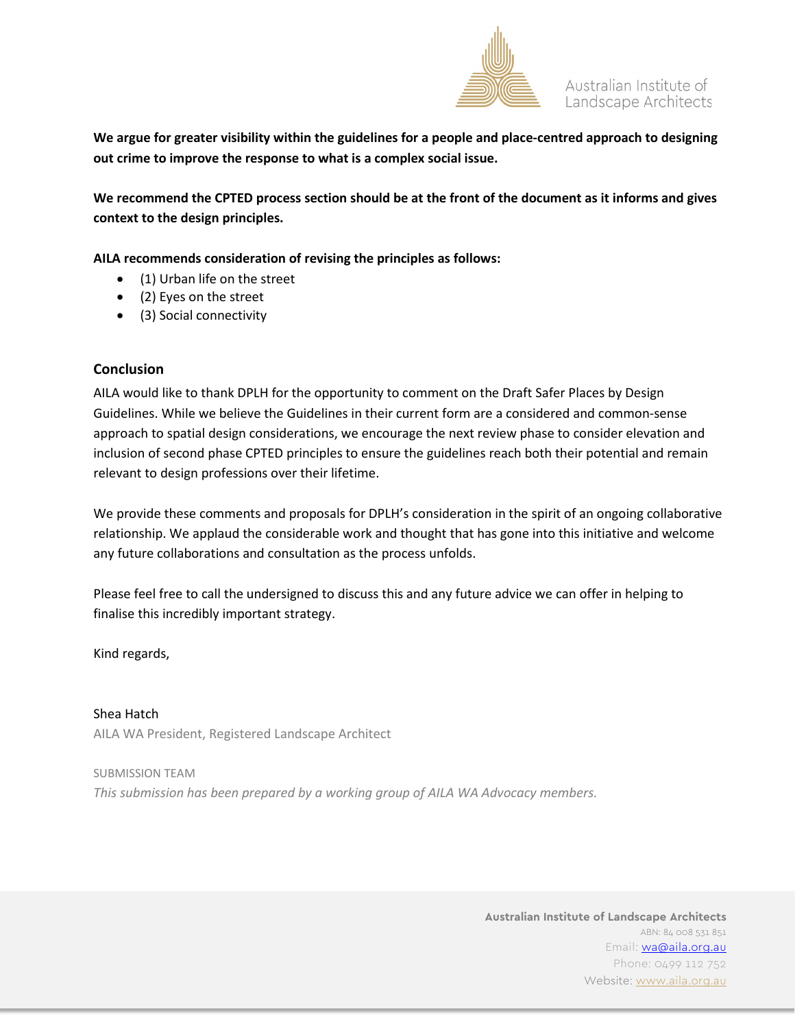**We argue for greater visibility within the guidelines for a people and place-centred approach to designing out crime to improve the response to what is a complex social issue.**

**We recommend the CPTED process section should be at the front of the document as it informs and gives context to the design principles.**

**AILA recommends consideration of revising the principles as follows:**

- (1) Urban life on the street
- (2) Eyes on the street
- (3) Social connectivity

## Conclusion

AILA would like to thank DPLH for the opportunity to comment on the Draft Safer Places by Design Guidelines. While we believe the Guidelines in their current form are a considered and common-sense approach to spatial design considerations, we encourage the next review phase to consider elevation and inclusion of second phase CPTED principles to ensure the guidelines reach both their potential and remain relevant to design professions over their lifetime.

We provide these comments and proposals for DPLH's consideration in the spirit of an ongoing collaborative relationship. We applaud the considerable work and thought that has gone into this initiative and welcome any future collaborations and consultation as the process unfolds.

Please feel free to call the undersigned to discuss this and any future advice we can offer in helping to finalise this incredibly important strategy.

Kind regards,

Shea Hatch
AILA WA President, Registered Landscape Architect

SUBMISSION TEAM
*This submission has been prepared by a working group of AILA WA Advocacy members.*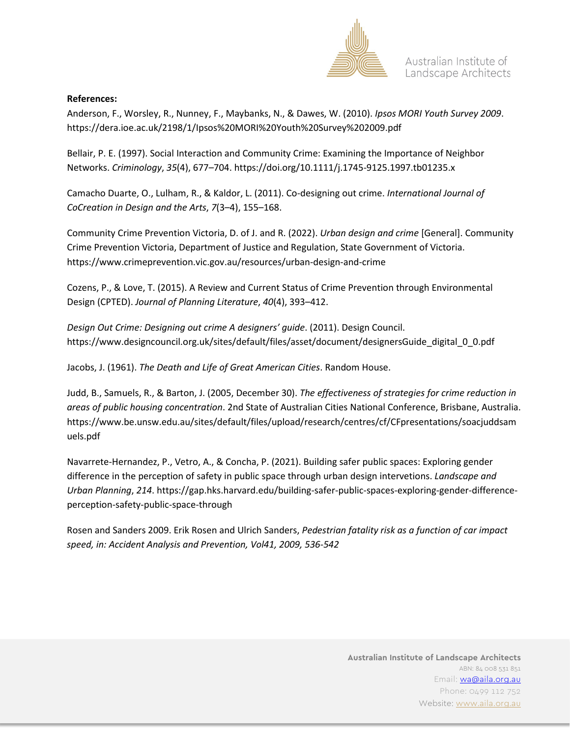**References:**

Anderson, F., Worsley, R., Nunney, F., Maybanks, N., & Dawes, W. (2010). *Ipsos MORI Youth Survey 2009*. https://dera.ioe.ac.uk/2198/1/Ipsos%20MORI%20Youth%20Survey%202009.pdf

Bellair, P. E. (1997). Social Interaction and Community Crime: Examining the Importance of Neighbor Networks. *Criminology*, *35*(4), 677–704. https://doi.org/10.1111/j.1745-9125.1997.tb01235.x

Camacho Duarte, O., Lulham, R., & Kaldor, L. (2011). Co-designing out crime. *International Journal of CoCreation in Design and the Arts*, *7*(3–4), 155–168.

Community Crime Prevention Victoria, D. of J. and R. (2022). *Urban design and crime* [General]. Community Crime Prevention Victoria, Department of Justice and Regulation, State Government of Victoria. https://www.crimeprevention.vic.gov.au/resources/urban-design-and-crime

Cozens, P., & Love, T. (2015). A Review and Current Status of Crime Prevention through Environmental Design (CPTED). *Journal of Planning Literature*, *40*(4), 393–412.

*Design Out Crime: Designing out crime A designers' guide*. (2011). Design Council. https://www.designcouncil.org.uk/sites/default/files/asset/document/designersGuide_digital_0_0.pdf

Jacobs, J. (1961). *The Death and Life of Great American Cities*. Random House.

Judd, B., Samuels, R., & Barton, J. (2005, December 30). *The effectiveness of strategies for crime reduction in areas of public housing concentration*. 2nd State of Australian Cities National Conference, Brisbane, Australia. https://www.be.unsw.edu.au/sites/default/files/upload/research/centres/cf/CFpresentations/soacjuddsamuels.pdf

Navarrete-Hernandez, P., Vetro, A., & Concha, P. (2021). Building safer public spaces: Exploring gender difference in the perception of safety in public space through urban design intervetions. *Landscape and Urban Planning*, *214*. https://gap.hks.harvard.edu/building-safer-public-spaces-exploring-gender-difference-perception-safety-public-space-through

Rosen and Sanders 2009. Erik Rosen and Ulrich Sanders, *Pedestrian fatality risk as a function of car impact speed, in: Accident Analysis and Prevention, Vol41, 2009, 536-542*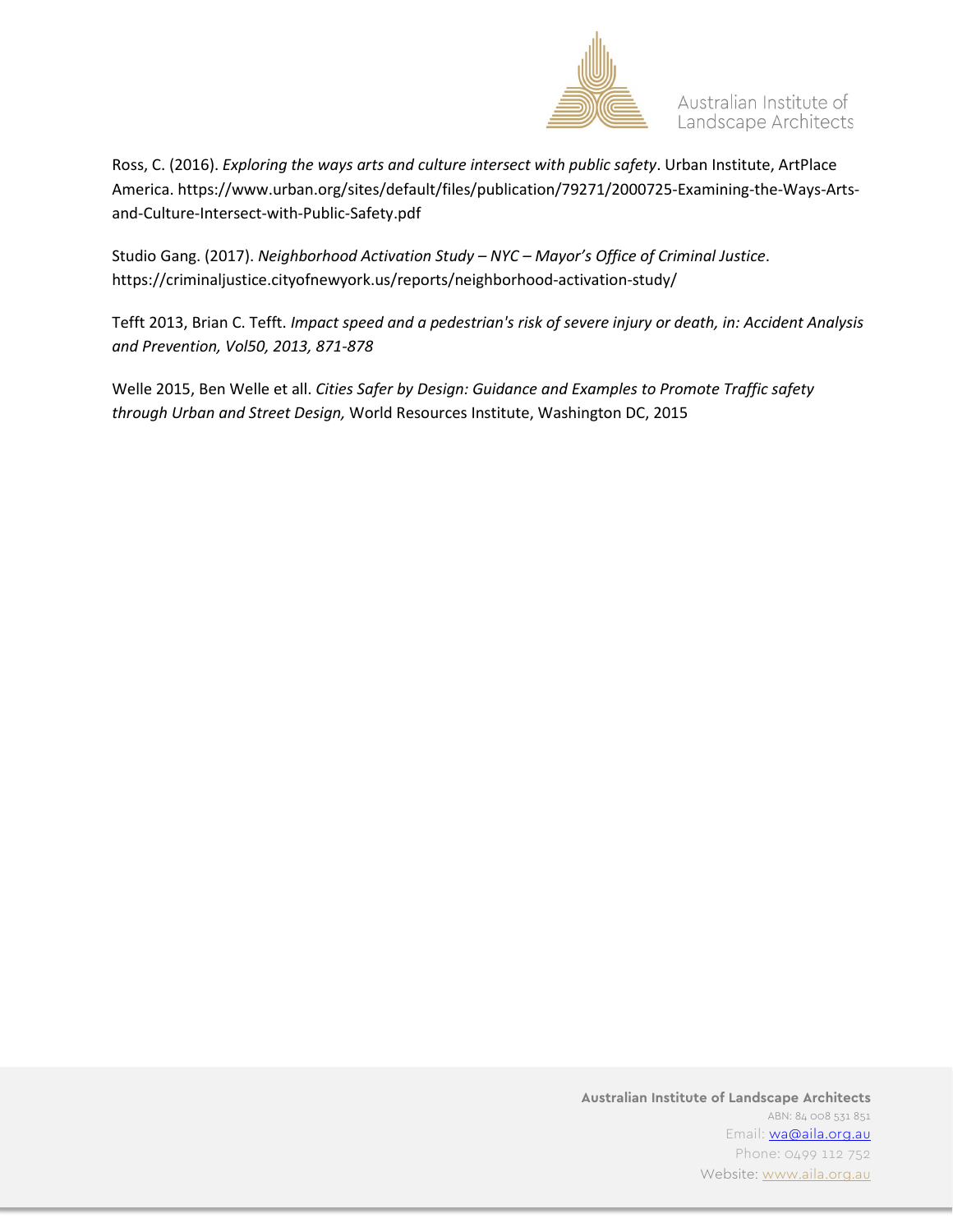Ross, C. (2016). *Exploring the ways arts and culture intersect with public safety*. Urban Institute, ArtPlace America. https://www.urban.org/sites/default/files/publication/79271/2000725-Examining-the-Ways-Arts-and-Culture-Intersect-with-Public-Safety.pdf

Studio Gang. (2017). *Neighborhood Activation Study – NYC – Mayor's Office of Criminal Justice*. https://criminaljustice.cityofnewyork.us/reports/neighborhood-activation-study/

Tefft 2013, Brian C. Tefft. *Impact speed and a pedestrian's risk of severe injury or death, in: Accident Analysis and Prevention, Vol50, 2013, 871-878*

Welle 2015, Ben Welle et all. *Cities Safer by Design: Guidance and Examples to Promote Traffic safety through Urban and Street Design,* World Resources Institute, Washington DC, 2015